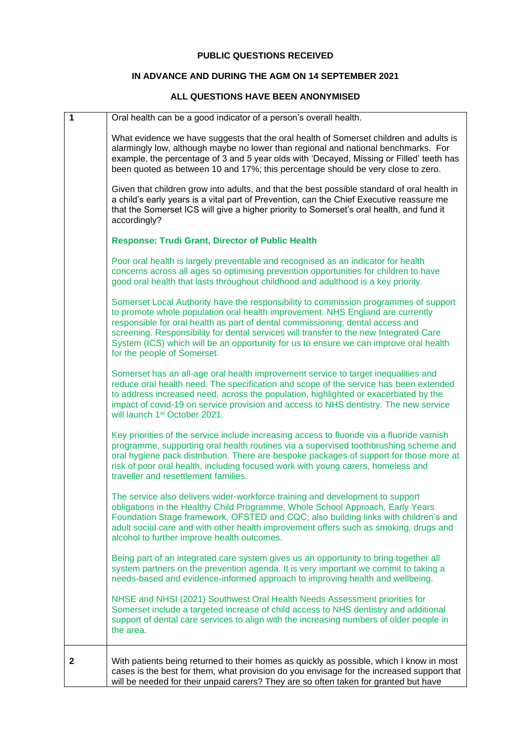**PUBLIC QUESTIONS RECEIVED**

**IN ADVANCE AND DURING THE AGM ON 14 SEPTEMBER 2021**

**ALL QUESTIONS HAVE BEEN ANONYMISED**

| | |
|---|---|
| **1** | Oral health can be a good indicator of a person's overall health.<br><br>What evidence we have suggests that the oral health of Somerset children and adults is alarmingly low, although maybe no lower than regional and national benchmarks. For example, the percentage of 3 and 5 year olds with 'Decayed, Missing or Filled' teeth has been quoted as between 10 and 17%; this percentage should be very close to zero.<br><br>Given that children grow into adults, and that the best possible standard of oral health in a child's early years is a vital part of Prevention, can the Chief Executive reassure me that the Somerset ICS will give a higher priority to Somerset's oral health, and fund it accordingly?<br><br>**Response: Trudi Grant, Director of Public Health**<br><br>Poor oral health is largely preventable and recognised as an indicator for health concerns across all ages so optimising prevention opportunities for children to have good oral health that lasts throughout childhood and adulthood is a key priority.<br><br>Somerset Local Authority have the responsibility to commission programmes of support to promote whole population oral health improvement. NHS England are currently responsible for oral health as part of dental commissioning; dental access and screening. Responsibility for dental services will transfer to the new Integrated Care System (ICS) which will be an opportunity for us to ensure we can improve oral health for the people of Somerset.<br><br>Somerset has an all-age oral health improvement service to target inequalities and reduce oral health need. The specification and scope of the service has been extended to address increased need, across the population, highlighted or exacerbated by the impact of covid-19 on service provision and access to NHS dentistry. The new service will launch 1st October 2021.<br><br>Key priorities of the service include increasing access to fluoride via a fluoride varnish programme, supporting oral health routines via a supervised toothbrushing scheme and oral hygiene pack distribution. There are bespoke packages of support for those more at risk of poor oral health, including focused work with young carers, homeless and traveller and resettlement families.<br><br>The service also delivers wider-workforce training and development to support obligations in the Healthy Child Programme, Whole School Approach, Early Years Foundation Stage framework, OFSTED and CQC; also building links with children's and adult social care and with other health improvement offers such as smoking, drugs and alcohol to further improve health outcomes.<br><br>Being part of an integrated care system gives us an opportunity to bring together all system partners on the prevention agenda. It is very important we commit to taking a needs-based and evidence-informed approach to improving health and wellbeing.<br><br>NHSE and NHSI (2021) Southwest Oral Health Needs Assessment priorities for Somerset include a targeted increase of child access to NHS dentistry and additional support of dental care services to align with the increasing numbers of older people in the area. |
| **2** | With patients being returned to their homes as quickly as possible, which I know in most cases is the best for them, what provision do you envisage for the increased support that will be needed for their unpaid carers? They are so often taken for granted but have |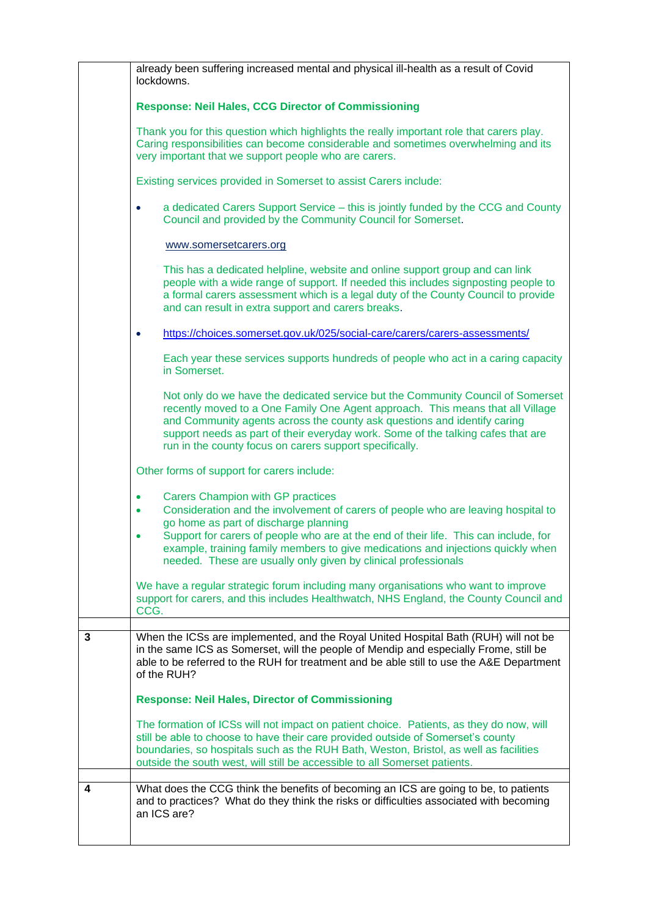| | |
|---|---|
| | already been suffering increased mental and physical ill-health as a result of Covid lockdowns.<br><br>**Response: Neil Hales, CCG Director of Commissioning**<br><br>Thank you for this question which highlights the really important role that carers play. Caring responsibilities can become considerable and sometimes overwhelming and its very important that we support people who are carers.<br><br>Existing services provided in Somerset to assist Carers include:<br><br>• a dedicated Carers Support Service – this is jointly funded by the CCG and County Council and provided by the Community Council for Somerset.<br><br>www.somersetcarers.org<br><br>This has a dedicated helpline, website and online support group and can link people with a wide range of support. If needed this includes signposting people to a formal carers assessment which is a legal duty of the County Council to provide and can result in extra support and carers breaks.<br><br>• https://choices.somerset.gov.uk/025/social-care/carers/carers-assessments/<br><br>Each year these services supports hundreds of people who act in a caring capacity in Somerset.<br><br>Not only do we have the dedicated service but the Community Council of Somerset recently moved to a One Family One Agent approach. This means that all Village and Community agents across the county ask questions and identify caring support needs as part of their everyday work. Some of the talking cafes that are run in the county focus on carers support specifically.<br><br>Other forms of support for carers include:<br><br>• Carers Champion with GP practices<br>• Consideration and the involvement of carers of people who are leaving hospital to go home as part of discharge planning<br>• Support for carers of people who are at the end of their life. This can include, for example, training family members to give medications and injections quickly when needed. These are usually only given by clinical professionals<br><br>We have a regular strategic forum including many organisations who want to improve support for carers, and this includes Healthwatch, NHS England, the County Council and CCG. |
| | |
| **3** | When the ICSs are implemented, and the Royal United Hospital Bath (RUH) will not be in the same ICS as Somerset, will the people of Mendip and especially Frome, still be able to be referred to the RUH for treatment and be able still to use the A&E Department of the RUH?<br><br>**Response: Neil Hales, Director of Commissioning**<br><br>The formation of ICSs will not impact on patient choice. Patients, as they do now, will still be able to choose to have their care provided outside of Somerset's county boundaries, so hospitals such as the RUH Bath, Weston, Bristol, as well as facilities outside the south west, will still be accessible to all Somerset patients. |
| | |
| **4** | What does the CCG think the benefits of becoming an ICS are going to be, to patients and to practices? What do they think the risks or difficulties associated with becoming an ICS are? |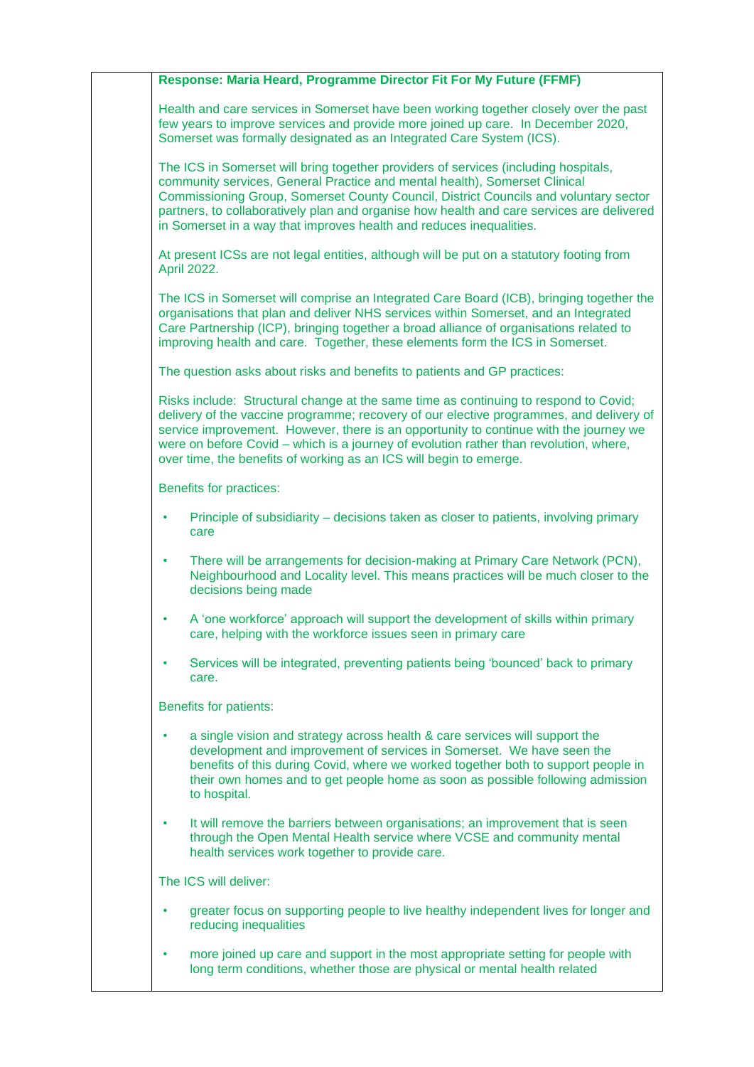**Response: Maria Heard, Programme Director Fit For My Future (FFMF)**

Health and care services in Somerset have been working together closely over the past few years to improve services and provide more joined up care. In December 2020, Somerset was formally designated as an Integrated Care System (ICS).

The ICS in Somerset will bring together providers of services (including hospitals, community services, General Practice and mental health), Somerset Clinical Commissioning Group, Somerset County Council, District Councils and voluntary sector partners, to collaboratively plan and organise how health and care services are delivered in Somerset in a way that improves health and reduces inequalities.

At present ICSs are not legal entities, although will be put on a statutory footing from April 2022.

The ICS in Somerset will comprise an Integrated Care Board (ICB), bringing together the organisations that plan and deliver NHS services within Somerset, and an Integrated Care Partnership (ICP), bringing together a broad alliance of organisations related to improving health and care. Together, these elements form the ICS in Somerset.

The question asks about risks and benefits to patients and GP practices:

Risks include: Structural change at the same time as continuing to respond to Covid; delivery of the vaccine programme; recovery of our elective programmes, and delivery of service improvement. However, there is an opportunity to continue with the journey we were on before Covid – which is a journey of evolution rather than revolution, where, over time, the benefits of working as an ICS will begin to emerge.

Benefits for practices:

- Principle of subsidiarity – decisions taken as closer to patients, involving primary care
- There will be arrangements for decision-making at Primary Care Network (PCN), Neighbourhood and Locality level. This means practices will be much closer to the decisions being made
- A 'one workforce' approach will support the development of skills within primary care, helping with the workforce issues seen in primary care
- Services will be integrated, preventing patients being 'bounced' back to primary care.

Benefits for patients:

- a single vision and strategy across health & care services will support the development and improvement of services in Somerset. We have seen the benefits of this during Covid, where we worked together both to support people in their own homes and to get people home as soon as possible following admission to hospital.
- It will remove the barriers between organisations; an improvement that is seen through the Open Mental Health service where VCSE and community mental health services work together to provide care.

The ICS will deliver:

- greater focus on supporting people to live healthy independent lives for longer and reducing inequalities
- more joined up care and support in the most appropriate setting for people with long term conditions, whether those are physical or mental health related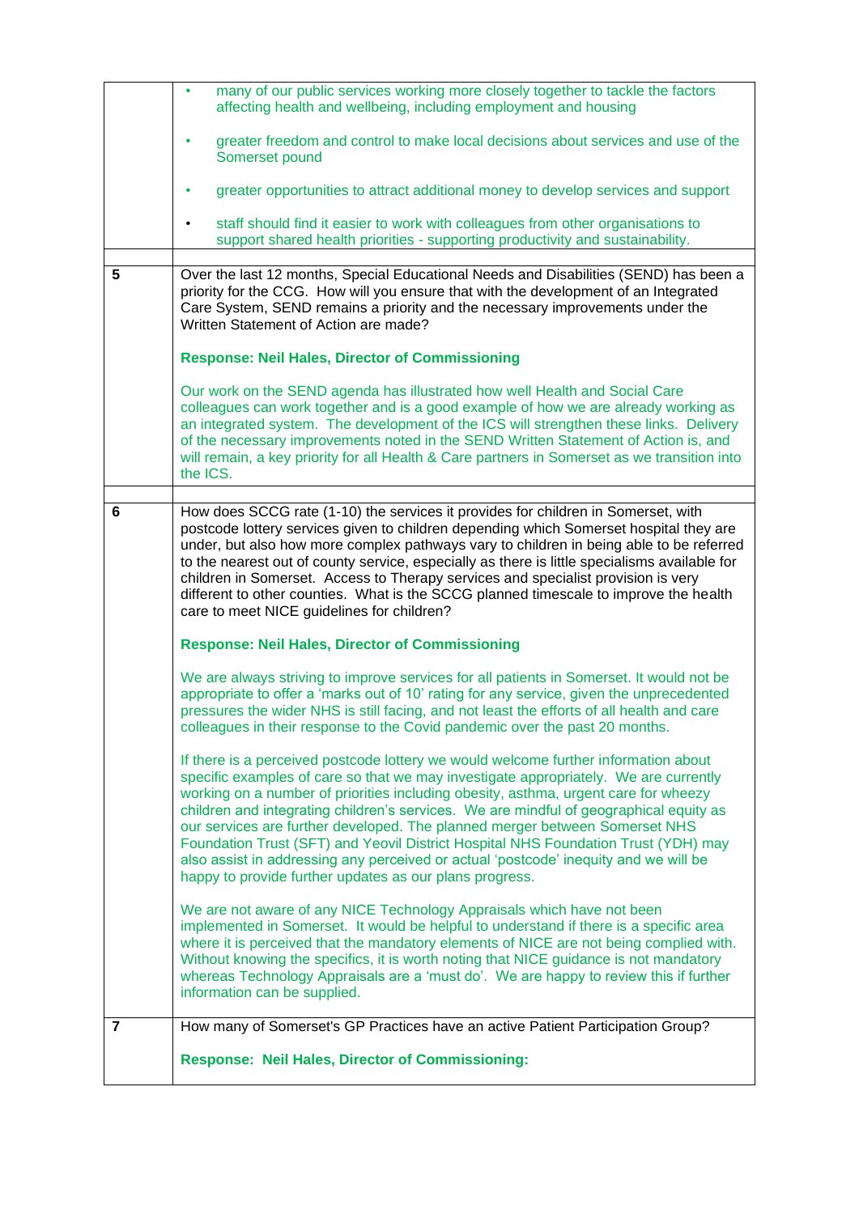| | |
|---|---|
| | • many of our public services working more closely together to tackle the factors affecting health and wellbeing, including employment and housing<br><br>• greater freedom and control to make local decisions about services and use of the Somerset pound<br><br>• greater opportunities to attract additional money to develop services and support<br><br>• staff should find it easier to work with colleagues from other organisations to support shared health priorities - supporting productivity and sustainability. |
| | |
| **5** | Over the last 12 months, Special Educational Needs and Disabilities (SEND) has been a priority for the CCG. How will you ensure that with the development of an Integrated Care System, SEND remains a priority and the necessary improvements under the Written Statement of Action are made?<br><br>**Response: Neil Hales, Director of Commissioning**<br><br>Our work on the SEND agenda has illustrated how well Health and Social Care colleagues can work together and is a good example of how we are already working as an integrated system. The development of the ICS will strengthen these links. Delivery of the necessary improvements noted in the SEND Written Statement of Action is, and will remain, a key priority for all Health & Care partners in Somerset as we transition into the ICS. |
| | |
| **6** | How does SCCG rate (1-10) the services it provides for children in Somerset, with postcode lottery services given to children depending which Somerset hospital they are under, but also how more complex pathways vary to children in being able to be referred to the nearest out of county service, especially as there is little specialisms available for children in Somerset. Access to Therapy services and specialist provision is very different to other counties. What is the SCCG planned timescale to improve the health care to meet NICE guidelines for children?<br><br>**Response: Neil Hales, Director of Commissioning**<br><br>We are always striving to improve services for all patients in Somerset. It would not be appropriate to offer a 'marks out of 10' rating for any service, given the unprecedented pressures the wider NHS is still facing, and not least the efforts of all health and care colleagues in their response to the Covid pandemic over the past 20 months.<br><br>If there is a perceived postcode lottery we would welcome further information about specific examples of care so that we may investigate appropriately. We are currently working on a number of priorities including obesity, asthma, urgent care for wheezy children and integrating children's services. We are mindful of geographical equity as our services are further developed. The planned merger between Somerset NHS Foundation Trust (SFT) and Yeovil District Hospital NHS Foundation Trust (YDH) may also assist in addressing any perceived or actual 'postcode' inequity and we will be happy to provide further updates as our plans progress.<br><br>We are not aware of any NICE Technology Appraisals which have not been implemented in Somerset. It would be helpful to understand if there is a specific area where it is perceived that the mandatory elements of NICE are not being complied with. Without knowing the specifics, it is worth noting that NICE guidance is not mandatory whereas Technology Appraisals are a 'must do'. We are happy to review this if further information can be supplied. |
| **7** | How many of Somerset's GP Practices have an active Patient Participation Group?<br><br>**Response: Neil Hales, Director of Commissioning:** |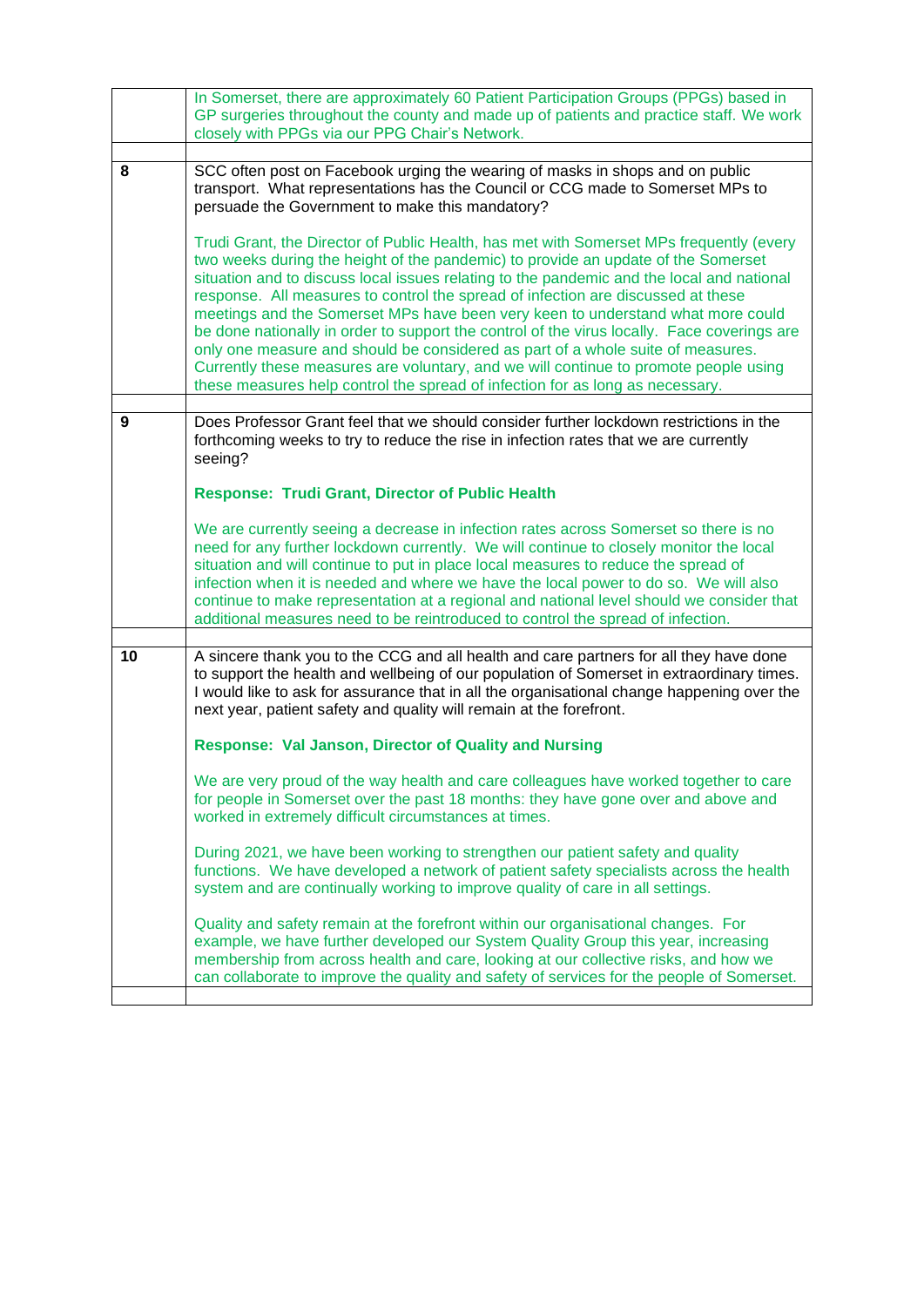| | |
|---|---|
| | In Somerset, there are approximately 60 Patient Participation Groups (PPGs) based in GP surgeries throughout the county and made up of patients and practice staff. We work closely with PPGs via our PPG Chair's Network. |
| | |
| **8** | SCC often post on Facebook urging the wearing of masks in shops and on public transport. What representations has the Council or CCG made to Somerset MPs to persuade the Government to make this mandatory?<br><br>Trudi Grant, the Director of Public Health, has met with Somerset MPs frequently (every two weeks during the height of the pandemic) to provide an update of the Somerset situation and to discuss local issues relating to the pandemic and the local and national response. All measures to control the spread of infection are discussed at these meetings and the Somerset MPs have been very keen to understand what more could be done nationally in order to support the control of the virus locally. Face coverings are only one measure and should be considered as part of a whole suite of measures. Currently these measures are voluntary, and we will continue to promote people using these measures help control the spread of infection for as long as necessary. |
| | |
| **9** | Does Professor Grant feel that we should consider further lockdown restrictions in the forthcoming weeks to try to reduce the rise in infection rates that we are currently seeing?<br><br>**Response: Trudi Grant, Director of Public Health**<br><br>We are currently seeing a decrease in infection rates across Somerset so there is no need for any further lockdown currently. We will continue to closely monitor the local situation and will continue to put in place local measures to reduce the spread of infection when it is needed and where we have the local power to do so. We will also continue to make representation at a regional and national level should we consider that additional measures need to be reintroduced to control the spread of infection. |
| | |
| **10** | A sincere thank you to the CCG and all health and care partners for all they have done to support the health and wellbeing of our population of Somerset in extraordinary times. I would like to ask for assurance that in all the organisational change happening over the next year, patient safety and quality will remain at the forefront.<br><br>**Response: Val Janson, Director of Quality and Nursing**<br><br>We are very proud of the way health and care colleagues have worked together to care for people in Somerset over the past 18 months: they have gone over and above and worked in extremely difficult circumstances at times.<br><br>During 2021, we have been working to strengthen our patient safety and quality functions. We have developed a network of patient safety specialists across the health system and are continually working to improve quality of care in all settings.<br><br>Quality and safety remain at the forefront within our organisational changes. For example, we have further developed our System Quality Group this year, increasing membership from across health and care, looking at our collective risks, and how we can collaborate to improve the quality and safety of services for the people of Somerset. |
| | |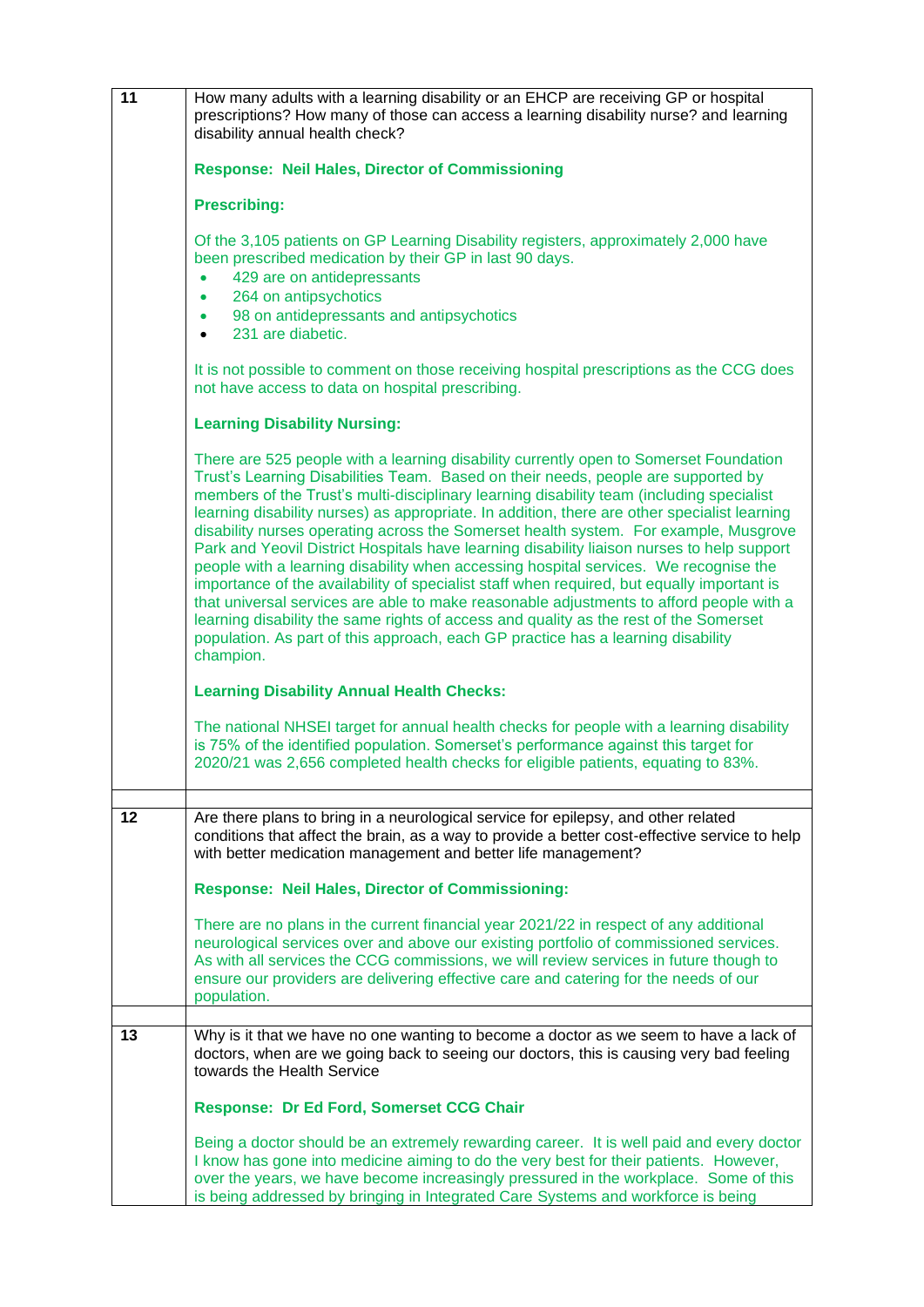| | |
|---|---|
| 11 | How many adults with a learning disability or an EHCP are receiving GP or hospital prescriptions? How many of those can access a learning disability nurse? and learning disability annual health check?<br><br>**Response: Neil Hales, Director of Commissioning**<br><br>**Prescribing:**<br><br>Of the 3,105 patients on GP Learning Disability registers, approximately 2,000 have been prescribed medication by their GP in last 90 days.<br>• 429 are on antidepressants<br>• 264 on antipsychotics<br>• 98 on antidepressants and antipsychotics<br>• 231 are diabetic.<br><br>It is not possible to comment on those receiving hospital prescriptions as the CCG does not have access to data on hospital prescribing.<br><br>**Learning Disability Nursing:**<br><br>There are 525 people with a learning disability currently open to Somerset Foundation Trust's Learning Disabilities Team. Based on their needs, people are supported by members of the Trust's multi-disciplinary learning disability team (including specialist learning disability nurses) as appropriate. In addition, there are other specialist learning disability nurses operating across the Somerset health system. For example, Musgrove Park and Yeovil District Hospitals have learning disability liaison nurses to help support people with a learning disability when accessing hospital services. We recognise the importance of the availability of specialist staff when required, but equally important is that universal services are able to make reasonable adjustments to afford people with a learning disability the same rights of access and quality as the rest of the Somerset population. As part of this approach, each GP practice has a learning disability champion.<br><br>**Learning Disability Annual Health Checks:**<br><br>The national NHSEI target for annual health checks for people with a learning disability is 75% of the identified population. Somerset's performance against this target for 2020/21 was 2,656 completed health checks for eligible patients, equating to 83%. |
| | |
| 12 | Are there plans to bring in a neurological service for epilepsy, and other related conditions that affect the brain, as a way to provide a better cost-effective service to help with better medication management and better life management?<br><br>**Response: Neil Hales, Director of Commissioning:**<br><br>There are no plans in the current financial year 2021/22 in respect of any additional neurological services over and above our existing portfolio of commissioned services. As with all services the CCG commissions, we will review services in future though to ensure our providers are delivering effective care and catering for the needs of our population. |
| | |
| 13 | Why is it that we have no one wanting to become a doctor as we seem to have a lack of doctors, when are we going back to seeing our doctors, this is causing very bad feeling towards the Health Service<br><br>**Response: Dr Ed Ford, Somerset CCG Chair**<br><br>Being a doctor should be an extremely rewarding career. It is well paid and every doctor I know has gone into medicine aiming to do the very best for their patients. However, over the years, we have become increasingly pressured in the workplace. Some of this is being addressed by bringing in Integrated Care Systems and workforce is being |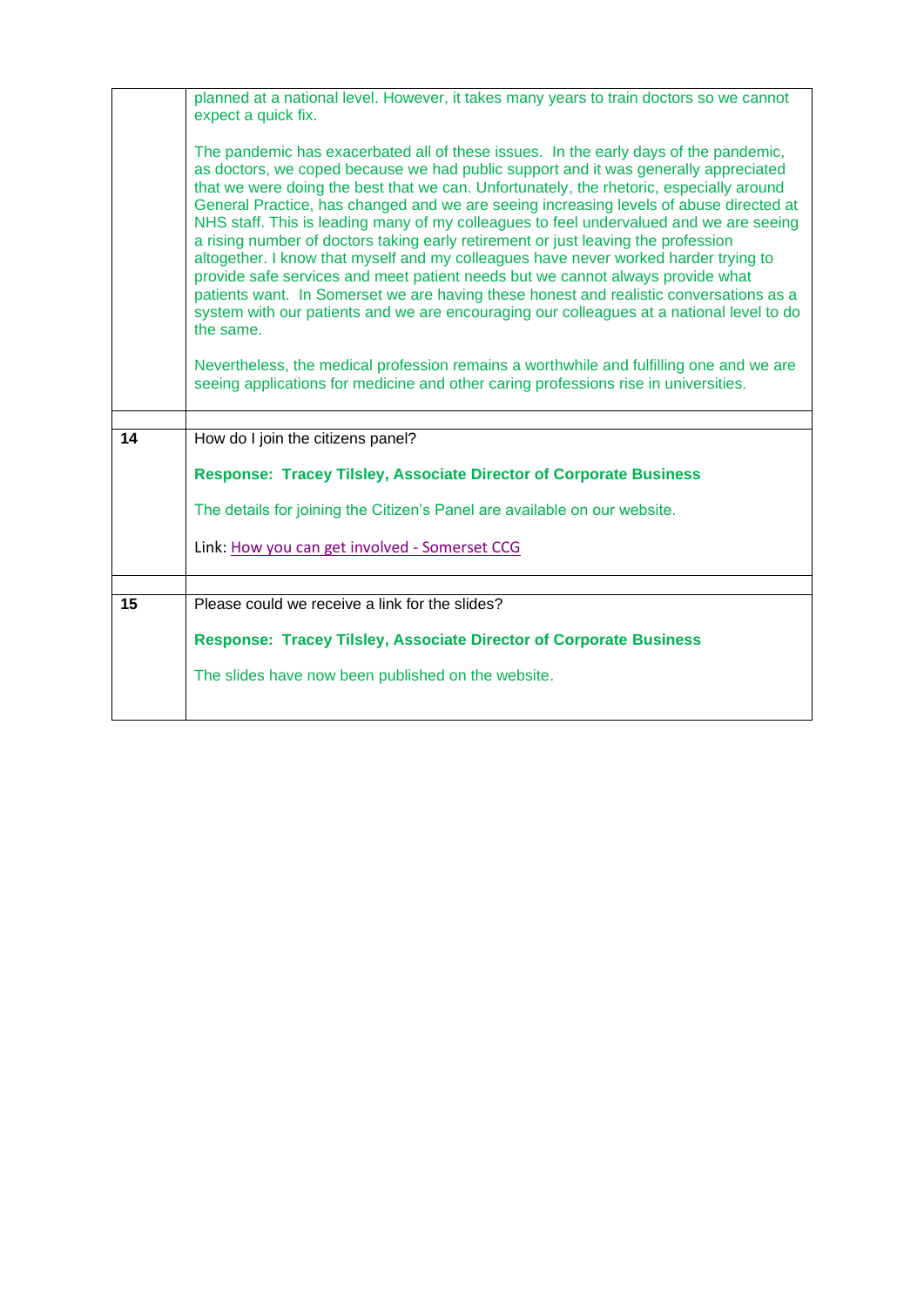| | |
|---|---|
| | planned at a national level. However, it takes many years to train doctors so we cannot expect a quick fix.<br><br>The pandemic has exacerbated all of these issues. In the early days of the pandemic, as doctors, we coped because we had public support and it was generally appreciated that we were doing the best that we can. Unfortunately, the rhetoric, especially around General Practice, has changed and we are seeing increasing levels of abuse directed at NHS staff. This is leading many of my colleagues to feel undervalued and we are seeing a rising number of doctors taking early retirement or just leaving the profession altogether. I know that myself and my colleagues have never worked harder trying to provide safe services and meet patient needs but we cannot always provide what patients want. In Somerset we are having these honest and realistic conversations as a system with our patients and we are encouraging our colleagues at a national level to do the same.<br><br>Nevertheless, the medical profession remains a worthwhile and fulfilling one and we are seeing applications for medicine and other caring professions rise in universities. |
| | |
| **14** | How do I join the citizens panel?<br><br>**Response: Tracey Tilsley, Associate Director of Corporate Business**<br><br>The details for joining the Citizen's Panel are available on our website.<br><br>Link: How you can get involved - Somerset CCG |
| | |
| **15** | Please could we receive a link for the slides?<br><br>**Response: Tracey Tilsley, Associate Director of Corporate Business**<br><br>The slides have now been published on the website. |